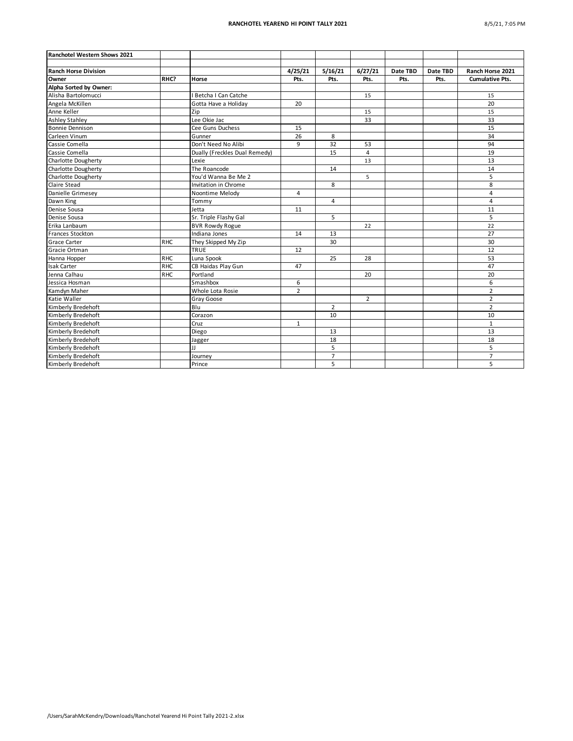| Ranchotel Western Shows 2021 | | | | | | | | |
|---|---|---|---|---|---|---|---|---|
| | | | | | | | | |
| **Ranch Horse Division** | | | **4/25/21** | **5/16/21** | **6/27/21** | **Date TBD** | **Date TBD** | **Ranch Horse 2021** |
| **Owner** | **RHC?** | **Horse** | **Pts.** | **Pts.** | **Pts.** | **Pts.** | **Pts.** | **Cumulative Pts.** |
| **Alpha Sorted by Owner:** | | | | | | | | |
| Alisha Bartolomucci | | I Betcha I Can Catche | | | 15 | | | 15 |
| Angela McKillen | | Gotta Have a Holiday | 20 | | | | | 20 |
| Anne Keller | | Zip | | | 15 | | | 15 |
| Ashley Stahley | | Lee Okie Jac | | | 33 | | | 33 |
| Bonnie Dennison | | Cee Guns Duchess | 15 | | | | | 15 |
| Carleen Vinum | | Gunner | 26 | 8 | | | | 34 |
| Cassie Comella | | Don't Need No Alibi | 9 | 32 | 53 | | | 94 |
| Cassie Comella | | Dually (Freckles Dual Remedy) | | 15 | 4 | | | 19 |
| Charlotte Dougherty | | Lexie | | | 13 | | | 13 |
| Charlotte Dougherty | | The Roancode | | 14 | | | | 14 |
| Charlotte Dougherty | | You'd Wanna Be Me 2 | | | 5 | | | 5 |
| Claire Stead | | Invitation in Chrome | | 8 | | | | 8 |
| Danielle Grimesey | | Noontime Melody | 4 | | | | | 4 |
| Dawn King | | Tommy | | 4 | | | | 4 |
| Denise Sousa | | Jetta | 11 | | | | | 11 |
| Denise Sousa | | Sr. Triple Flashy Gal | | 5 | | | | 5 |
| Erika Lanbaum | | BVR Rowdy Rogue | | | 22 | | | 22 |
| Frances Stockton | | Indiana Jones | 14 | 13 | | | | 27 |
| Grace Carter | RHC | They Skipped My Zip | | 30 | | | | 30 |
| Gracie Ortman | | TRUE | 12 | | | | | 12 |
| Hanna Hopper | RHC | Luna Spook | | 25 | 28 | | | 53 |
| Isak Carter | RHC | CB Haidas Play Gun | 47 | | | | | 47 |
| Jenna Calhau | RHC | Portland | | | 20 | | | 20 |
| Jessica Hosman | | Smashbox | 6 | | | | | 6 |
| Kamdyn Maher | | Whole Lota Rosie | 2 | | | | | 2 |
| Katie Waller | | Gray Goose | | | 2 | | | 2 |
| Kimberly Bredehoft | | Blu | | 2 | | | | 2 |
| Kimberly Bredehoft | | Corazon | | 10 | | | | 10 |
| Kimberly Bredehoft | | Cruz | 1 | | | | | 1 |
| Kimberly Bredehoft | | Diego | | 13 | | | | 13 |
| Kimberly Bredehoft | | Jagger | | 18 | | | | 18 |
| Kimberly Bredehoft | | JJ | | 5 | | | | 5 |
| Kimberly Bredehoft | | Journey | | 7 | | | | 7 |
| Kimberly Bredehoft | | Prince | | 5 | | | | 5 |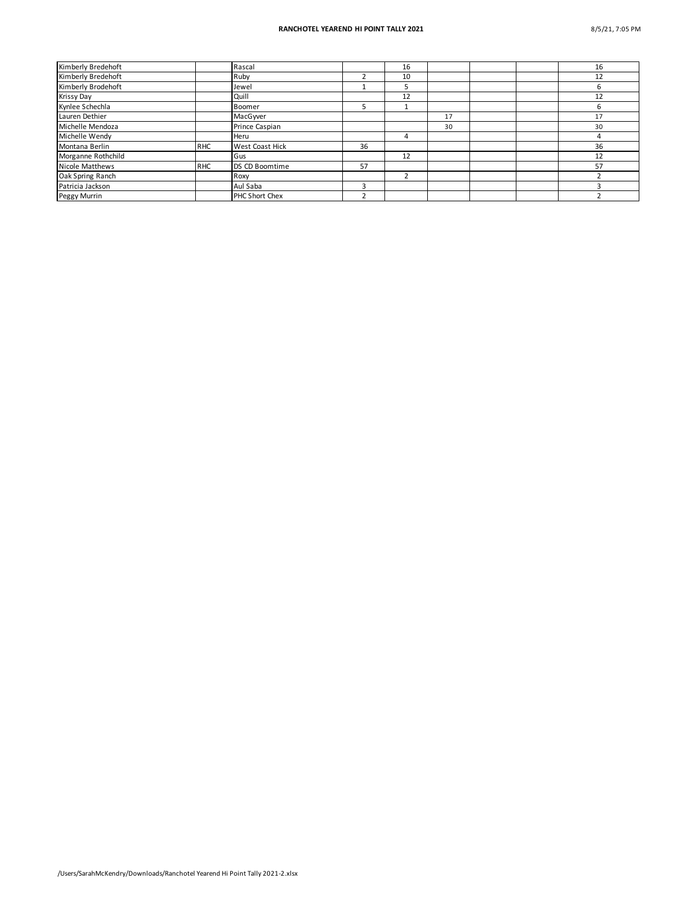| | | | | | | | | |
|---|---|---|---|---|---|---|---|---|
| Kimberly Bredehoft | | Rascal | | 16 | | | | 16 |
| Kimberly Bredehoft | | Ruby | 2 | 10 | | | | 12 |
| Kimberly Brodehoft | | Jewel | 1 | 5 | | | | 6 |
| Krissy Day | | Quill | | 12 | | | | 12 |
| Kynlee Schechla | | Boomer | 5 | 1 | | | | 6 |
| Lauren Dethier | | MacGyver | | | 17 | | | 17 |
| Michelle Mendoza | | Prince Caspian | | | 30 | | | 30 |
| Michelle Wendy | | Heru | | 4 | | | | 4 |
| Montana Berlin | RHC | West Coast Hick | 36 | | | | | 36 |
| Morganne Rothchild | | Gus | | 12 | | | | 12 |
| Nicole Matthews | RHC | DS CD Boomtime | 57 | | | | | 57 |
| Oak Spring Ranch | | Roxy | | 2 | | | | 2 |
| Patricia Jackson | | Aul Saba | 3 | | | | | 3 |
| Peggy Murrin | | PHC Short Chex | 2 | | | | | 2 |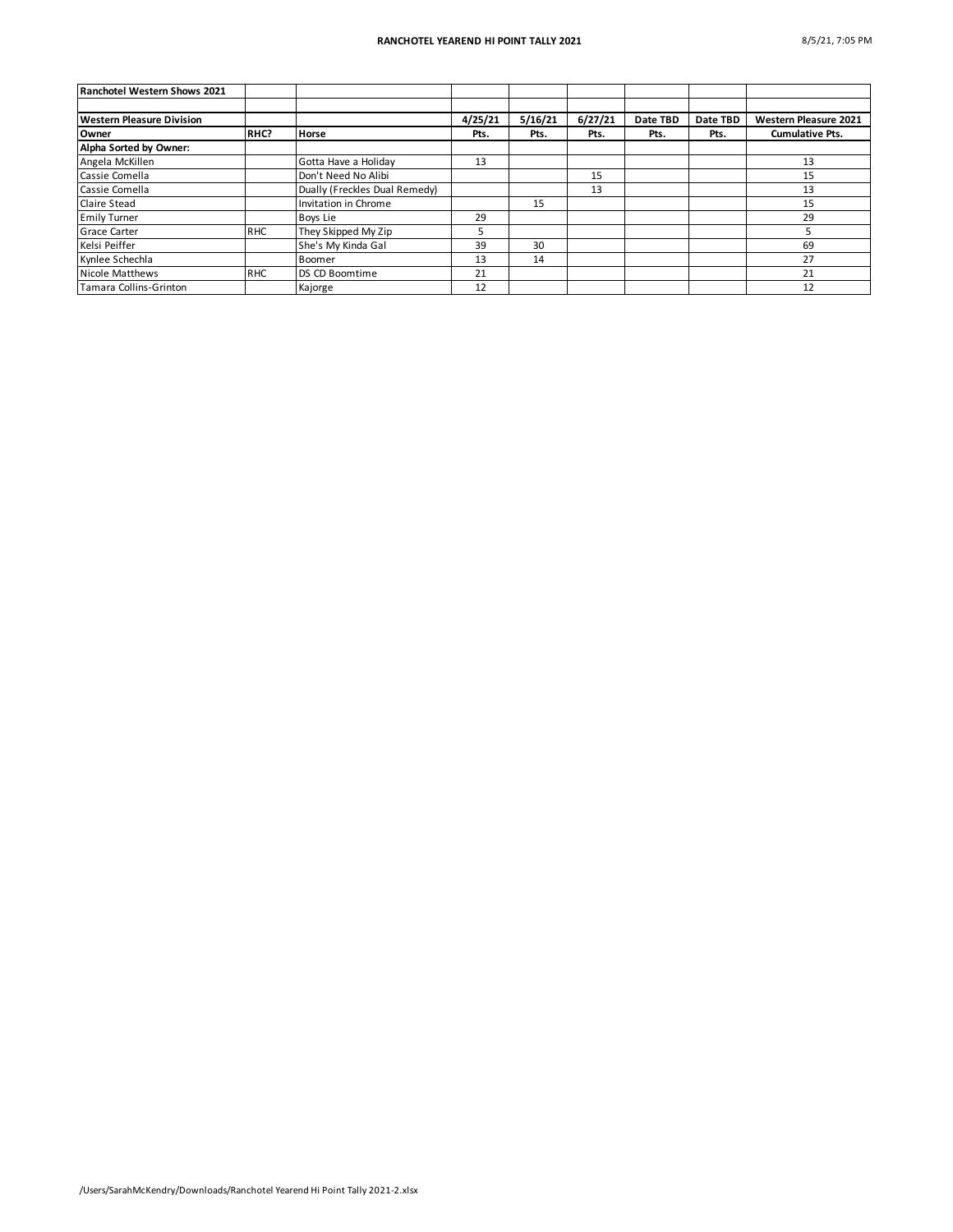| Ranchotel Western Shows 2021 | | | | | | | | |
|---|---|---|---|---|---|---|---|---|
| | | | | | | | | |
| **Western Pleasure Division** | | | **4/25/21** | **5/16/21** | **6/27/21** | **Date TBD** | **Date TBD** | **Western Pleasure 2021** |
| **Owner** | **RHC?** | **Horse** | **Pts.** | **Pts.** | **Pts.** | **Pts.** | **Pts.** | **Cumulative Pts.** |
| **Alpha Sorted by Owner:** | | | | | | | | |
| Angela McKillen | | Gotta Have a Holiday | 13 | | | | | 13 |
| Cassie Comella | | Don't Need No Alibi | | | 15 | | | 15 |
| Cassie Comella | | Dually (Freckles Dual Remedy) | | | 13 | | | 13 |
| Claire Stead | | Invitation in Chrome | | 15 | | | | 15 |
| Emily Turner | | Boys Lie | 29 | | | | | 29 |
| Grace Carter | RHC | They Skipped My Zip | 5 | | | | | 5 |
| Kelsi Peiffer | | She's My Kinda Gal | 39 | 30 | | | | 69 |
| Kynlee Schechla | | Boomer | 13 | 14 | | | | 27 |
| Nicole Matthews | RHC | DS CD Boomtime | 21 | | | | | 21 |
| Tamara Collins-Grinton | | Kajorge | 12 | | | | | 12 |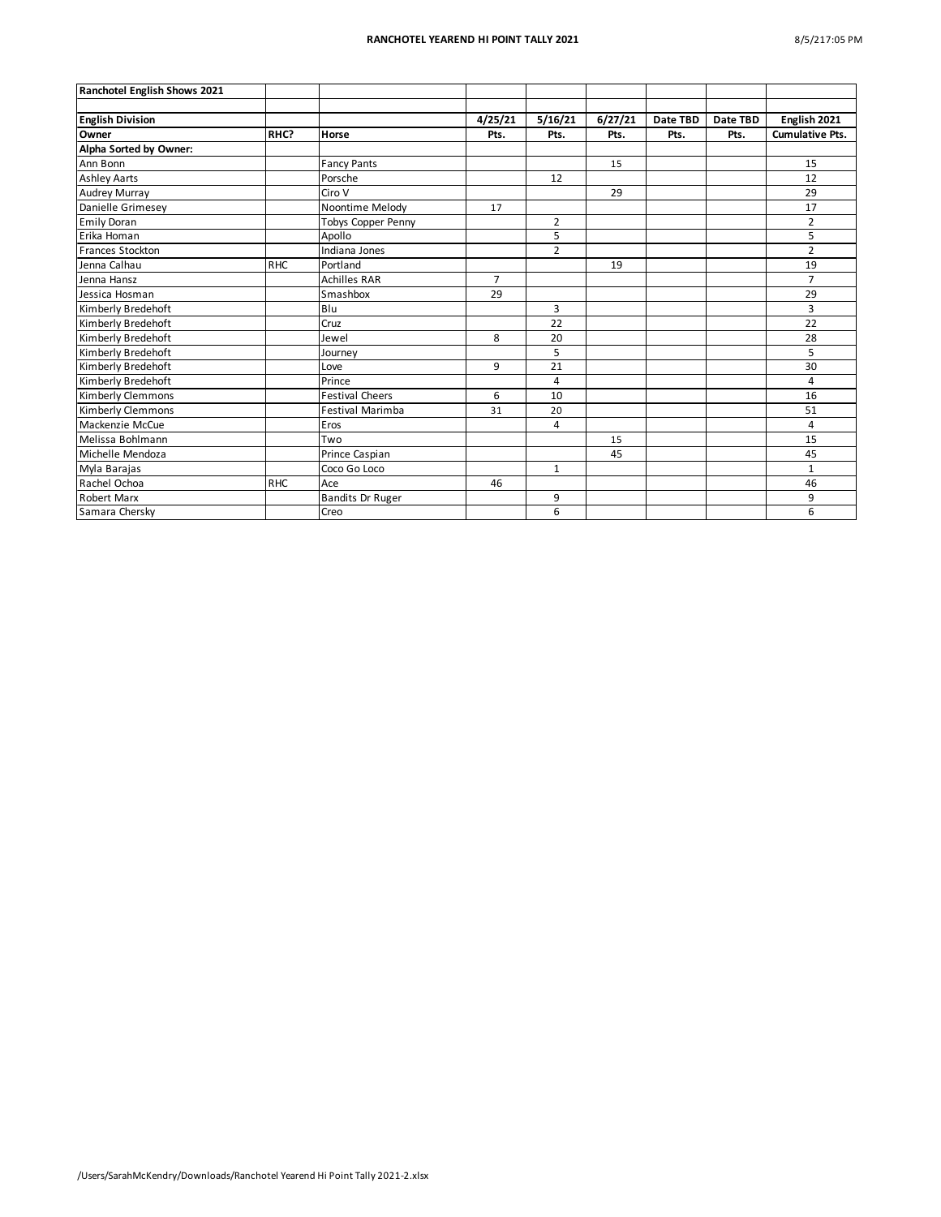| Ranchotel English Shows 2021 | | | | | | | | |
|---|---|---|---|---|---|---|---|---|
| | | | | | | | | |
| **English Division** | | | **4/25/21** | **5/16/21** | **6/27/21** | **Date TBD** | **Date TBD** | **English 2021** |
| **Owner** | **RHC?** | **Horse** | **Pts.** | **Pts.** | **Pts.** | **Pts.** | **Pts.** | **Cumulative Pts.** |
| **Alpha Sorted by Owner:** | | | | | | | | |
| Ann Bonn | | Fancy Pants | | | 15 | | | 15 |
| Ashley Aarts | | Porsche | | 12 | | | | 12 |
| Audrey Murray | | Ciro V | | | 29 | | | 29 |
| Danielle Grimesey | | Noontime Melody | 17 | | | | | 17 |
| Emily Doran | | Tobys Copper Penny | | 2 | | | | 2 |
| Erika Homan | | Apollo | | 5 | | | | 5 |
| Frances Stockton | | Indiana Jones | | 2 | | | | 2 |
| Jenna Calhau | RHC | Portland | | | 19 | | | 19 |
| Jenna Hansz | | Achilles RAR | 7 | | | | | 7 |
| Jessica Hosman | | Smashbox | 29 | | | | | 29 |
| Kimberly Bredehoft | | Blu | | 3 | | | | 3 |
| Kimberly Bredehoft | | Cruz | | 22 | | | | 22 |
| Kimberly Bredehoft | | Jewel | 8 | 20 | | | | 28 |
| Kimberly Bredehoft | | Journey | | 5 | | | | 5 |
| Kimberly Bredehoft | | Love | 9 | 21 | | | | 30 |
| Kimberly Bredehoft | | Prince | | 4 | | | | 4 |
| Kimberly Clemmons | | Festival Cheers | 6 | 10 | | | | 16 |
| Kimberly Clemmons | | Festival Marimba | 31 | 20 | | | | 51 |
| Mackenzie McCue | | Eros | | 4 | | | | 4 |
| Melissa Bohlmann | | Two | | | 15 | | | 15 |
| Michelle Mendoza | | Prince Caspian | | | 45 | | | 45 |
| Myla Barajas | | Coco Go Loco | | 1 | | | | 1 |
| Rachel Ochoa | RHC | Ace | 46 | | | | | 46 |
| Robert Marx | | Bandits Dr Ruger | | 9 | | | | 9 |
| Samara Chersky | | Creo | | 6 | | | | 6 |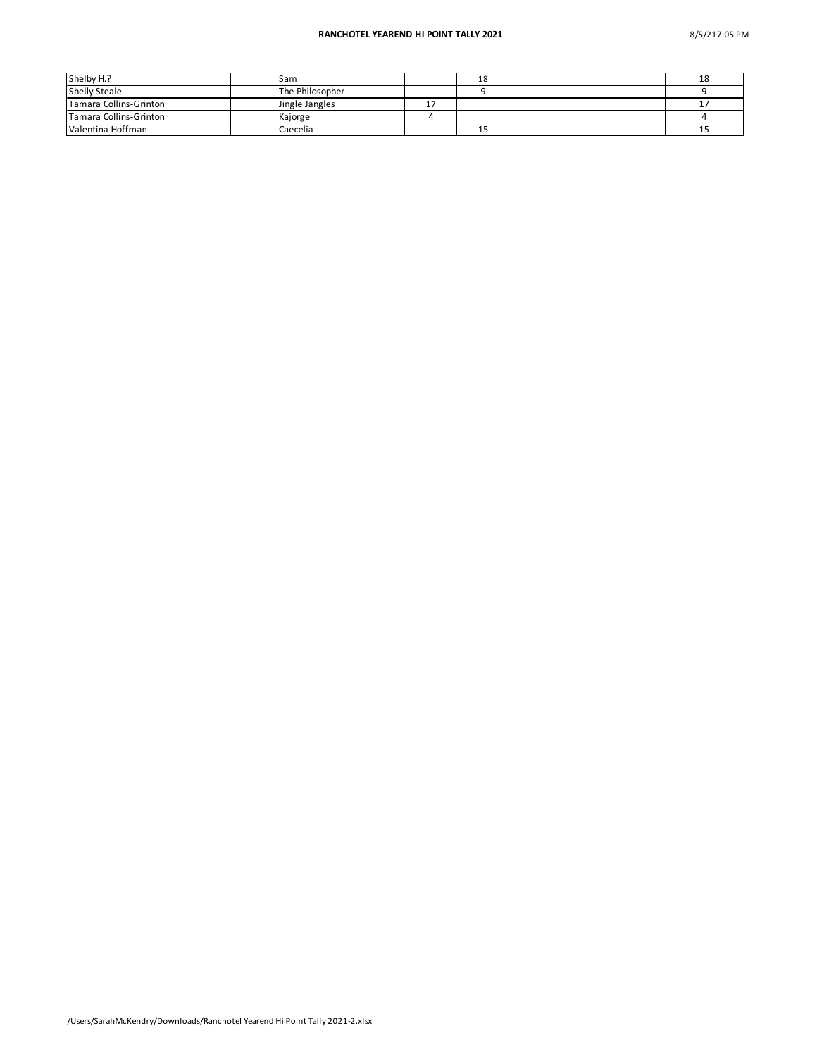| | | | | | | | | |
|---|---|---|---|---|---|---|---|---|
| Shelby H.? | | Sam | | 18 | | | | 18 |
| Shelly Steale | | The Philosopher | | 9 | | | | 9 |
| Tamara Collins-Grinton | | Jingle Jangles | 17 | | | | | 17 |
| Tamara Collins-Grinton | | Kajorge | 4 | | | | | 4 |
| Valentina Hoffman | | Caecelia | | 15 | | | | 15 |